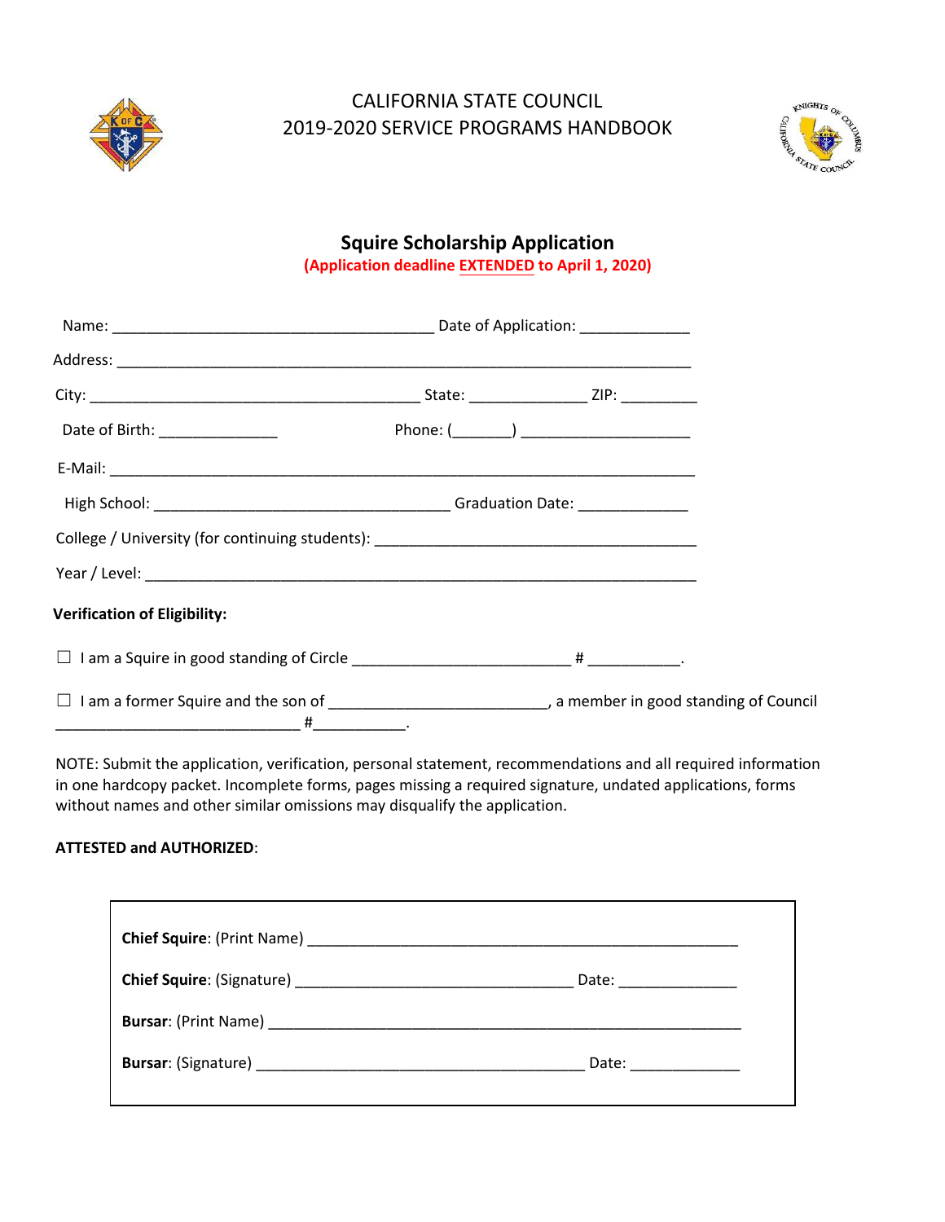CALIFORNIA STATE COUNCIL
2019-2020 SERVICE PROGRAMS HANDBOOK

## Squire Scholarship Application

**(Application deadline EXTENDED to April 1, 2020)**

Name: ______________________________________ Date of Application: ____________

Address: ____________________________________________________________________

City: _______________________________________ State: _____________ ZIP: _________

Date of Birth: ______________ Phone: (_______) ____________________

E-Mail: ______________________________________________________________________

High School: ___________________________________ Graduation Date: _____________

College / University (for continuing students): _____________________________________

Year / Level: _________________________________________________________________

**Verification of Eligibility:**

☐ I am a Squire in good standing of Circle _________________________ # ___________.

☐ I am a former Squire and the son of _________________________, a member in good standing of Council _____________________________ #___________.

NOTE: Submit the application, verification, personal statement, recommendations and all required information in one hardcopy packet. Incomplete forms, pages missing a required signature, undated applications, forms without names and other similar omissions may disqualify the application.

**ATTESTED and AUTHORIZED**:

**Chief Squire**: (Print Name) __________________________________________________

**Chief Squire**: (Signature) _________________________________ Date: ______________

**Bursar**: (Print Name) _______________________________________________________

**Bursar**: (Signature) _______________________________________ Date: _____________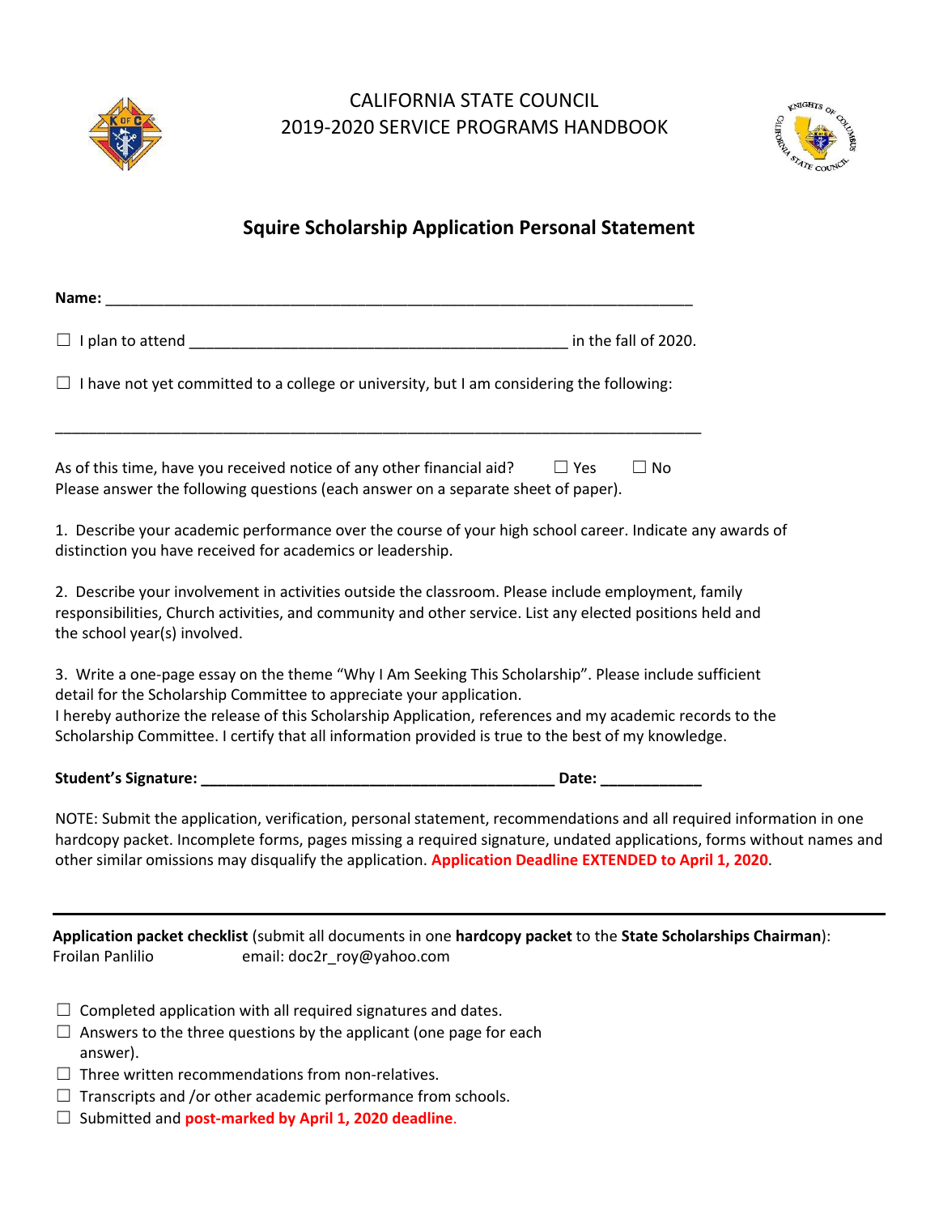CALIFORNIA STATE COUNCIL
2019-2020 SERVICE PROGRAMS HANDBOOK

## Squire Scholarship Application Personal Statement

**Name:** _______________________________________________________________________

☐ I plan to attend ___________________________________________ in the fall of 2020.

☐ I have not yet committed to a college or university, but I am considering the following:

_____________________________________________________________________________

As of this time, have you received notice of any other financial aid? ☐ Yes ☐ No
Please answer the following questions (each answer on a separate sheet of paper).

1. Describe your academic performance over the course of your high school career. Indicate any awards of distinction you have received for academics or leadership.

2. Describe your involvement in activities outside the classroom. Please include employment, family responsibilities, Church activities, and community and other service. List any elected positions held and the school year(s) involved.

3. Write a one-page essay on the theme "Why I Am Seeking This Scholarship". Please include sufficient detail for the Scholarship Committee to appreciate your application.
I hereby authorize the release of this Scholarship Application, references and my academic records to the Scholarship Committee. I certify that all information provided is true to the best of my knowledge.

**Student's Signature: ___________________________________________ Date: ____________**

NOTE: Submit the application, verification, personal statement, recommendations and all required information in one hardcopy packet. Incomplete forms, pages missing a required signature, undated applications, forms without names and other similar omissions may disqualify the application. **Application Deadline EXTENDED to April 1, 2020**.

---

**Application packet checklist** (submit all documents in one **hardcopy packet** to the **State Scholarships Chairman**):
Froilan Panlilio email: doc2r_roy@yahoo.com

- ☐ Completed application with all required signatures and dates.
- ☐ Answers to the three questions by the applicant (one page for each answer).
- ☐ Three written recommendations from non-relatives.
- ☐ Transcripts and /or other academic performance from schools.
- ☐ Submitted and **post-marked by April 1, 2020 deadline**.